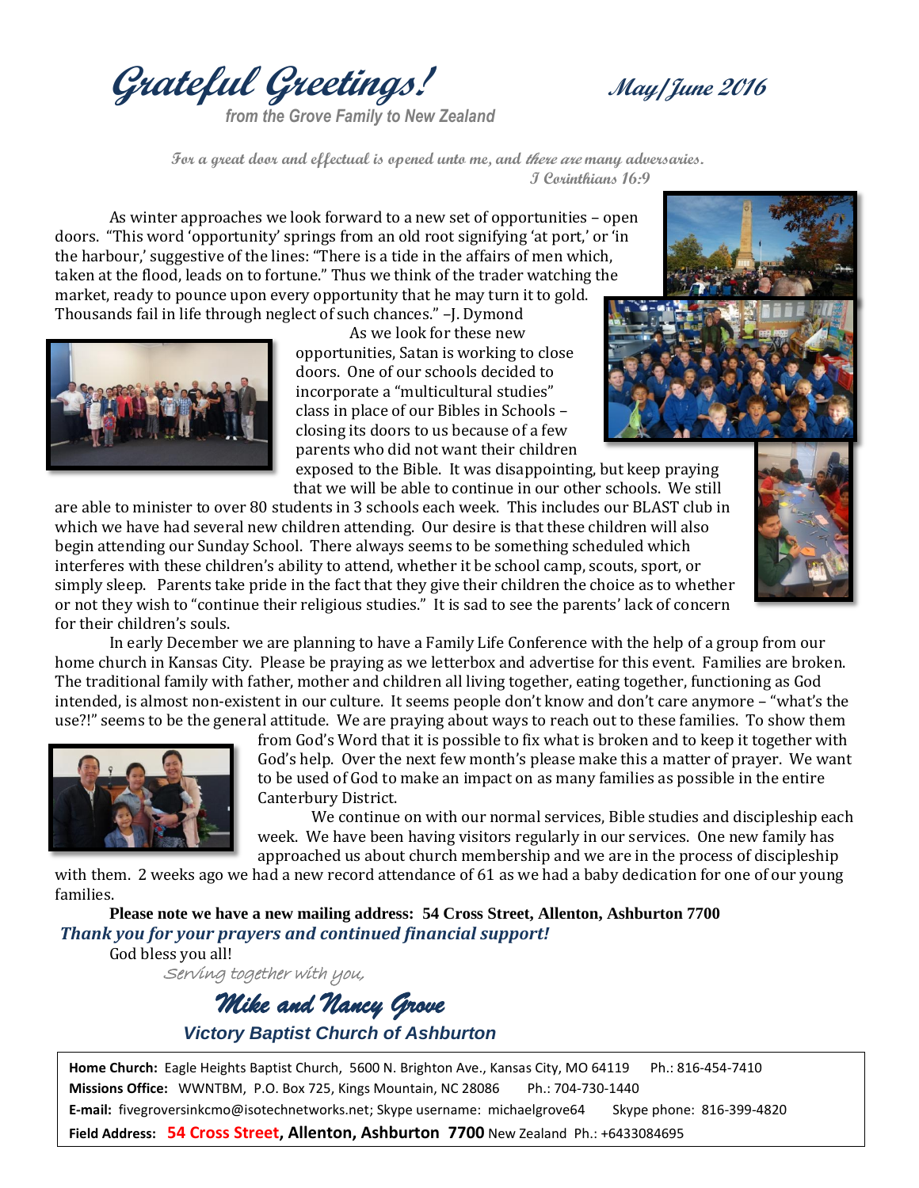# Grateful Greetings!

**May/June 2016**

*from the Grove Family to New Zealand*

**For a great door and effectual is opened unto me, and there are many adversaries.**
**I Corinthians 16:9**

As winter approaches we look forward to a new set of opportunities – open doors. "This word 'opportunity' springs from an old root signifying 'at port,' or 'in the harbour,' suggestive of the lines: "There is a tide in the affairs of men which, taken at the flood, leads on to fortune." Thus we think of the trader watching the market, ready to pounce upon every opportunity that he may turn it to gold. Thousands fail in life through neglect of such chances." –J. Dymond

As we look for these new opportunities, Satan is working to close doors. One of our schools decided to incorporate a "multicultural studies" class in place of our Bibles in Schools – closing its doors to us because of a few parents who did not want their children exposed to the Bible. It was disappointing, but keep praying that we will be able to continue in our other schools. We still are able to minister to over 80 students in 3 schools each week. This includes our BLAST club in which we have had several new children attending. Our desire is that these children will also begin attending our Sunday School. There always seems to be something scheduled which interferes with these children's ability to attend, whether it be school camp, scouts, sport, or simply sleep. Parents take pride in the fact that they give their children the choice as to whether or not they wish to "continue their religious studies." It is sad to see the parents' lack of concern for their children's souls.

In early December we are planning to have a Family Life Conference with the help of a group from our home church in Kansas City. Please be praying as we letterbox and advertise for this event. Families are broken. The traditional family with father, mother and children all living together, eating together, functioning as God intended, is almost non-existent in our culture. It seems people don't know and don't care anymore – "what's the use?!" seems to be the general attitude. We are praying about ways to reach out to these families. To show them from God's Word that it is possible to fix what is broken and to keep it together with God's help. Over the next few month's please make this a matter of prayer. We want to be used of God to make an impact on as many families as possible in the entire Canterbury District.

We continue on with our normal services, Bible studies and discipleship each week. We have been having visitors regularly in our services. One new family has approached us about church membership and we are in the process of discipleship with them. 2 weeks ago we had a new record attendance of 61 as we had a baby dedication for one of our young families.

**Please note we have a new mailing address: 54 Cross Street, Allenton, Ashburton 7700**

***Thank you for your prayers and continued financial support!***

God bless you all!

*Serving together with you,*

***Mike and Nancy Grove***

***Victory Baptist Church of Ashburton***

**Home Church:** Eagle Heights Baptist Church, 5600 N. Brighton Ave., Kansas City, MO 64119 Ph.: 816-454-7410
**Missions Office:** WWNTBM, P.O. Box 725, Kings Mountain, NC 28086 Ph.: 704-730-1440
**E-mail:** fivegroversinkcmo@isotechnetworks.net; Skype username: michaelgrove64 Skype phone: 816-399-4820
**Field Address: 54 Cross Street, Allenton, Ashburton 7700** New Zealand Ph.: +6433084695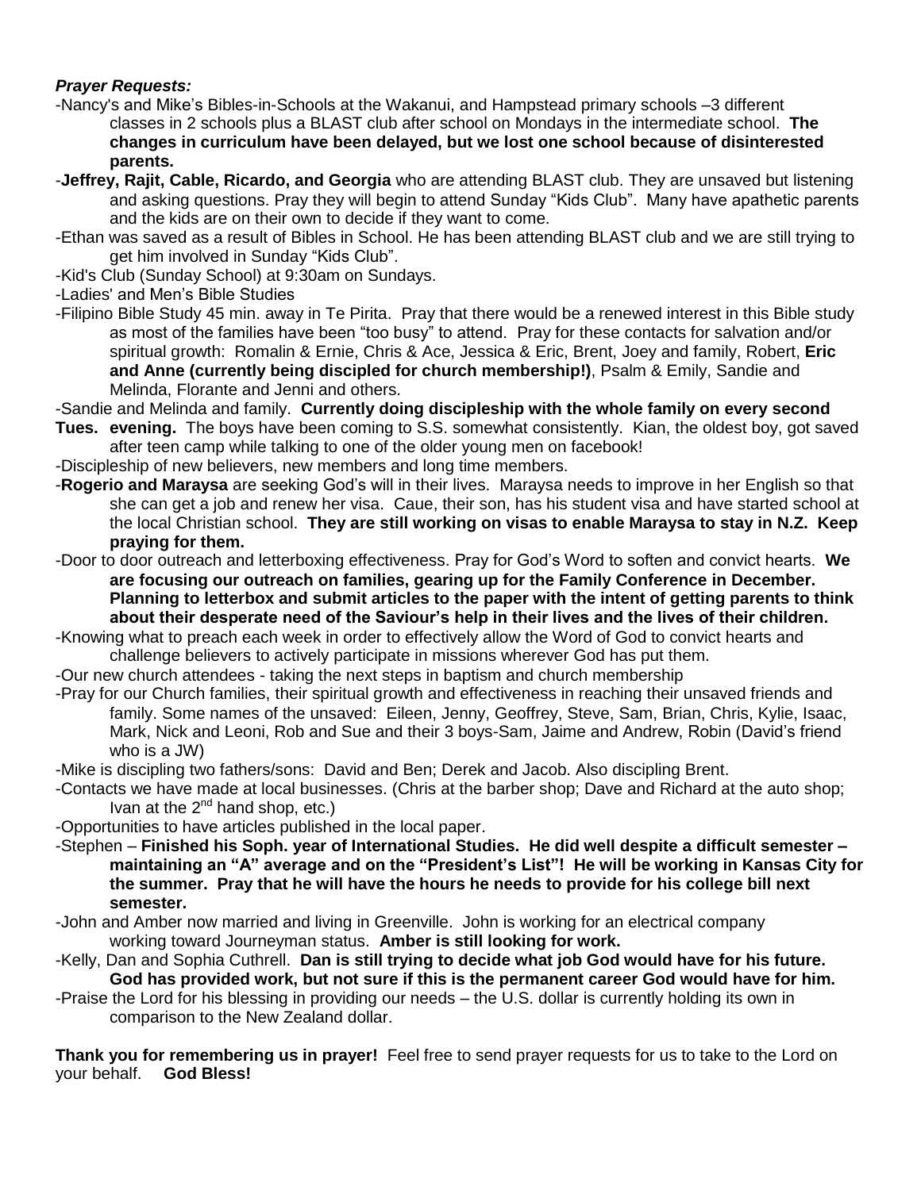***Prayer Requests:***

-Nancy's and Mike's Bibles-in-Schools at the Wakanui, and Hampstead primary schools –3 different classes in 2 schools plus a BLAST club after school on Mondays in the intermediate school. **The changes in curriculum have been delayed, but we lost one school because of disinterested parents.**

-**Jeffrey, Rajit, Cable, Ricardo, and Georgia** who are attending BLAST club. They are unsaved but listening and asking questions. Pray they will begin to attend Sunday "Kids Club". Many have apathetic parents and the kids are on their own to decide if they want to come.

-Ethan was saved as a result of Bibles in School. He has been attending BLAST club and we are still trying to get him involved in Sunday "Kids Club".

-Kid's Club (Sunday School) at 9:30am on Sundays.

-Ladies' and Men's Bible Studies

-Filipino Bible Study 45 min. away in Te Pirita. Pray that there would be a renewed interest in this Bible study as most of the families have been "too busy" to attend. Pray for these contacts for salvation and/or spiritual growth: Romalin & Ernie, Chris & Ace, Jessica & Eric, Brent, Joey and family, Robert, **Eric and Anne (currently being discipled for church membership!)**, Psalm & Emily, Sandie and Melinda, Florante and Jenni and others.

-Sandie and Melinda and family. **Currently doing discipleship with the whole family on every second Tues. evening.** The boys have been coming to S.S. somewhat consistently. Kian, the oldest boy, got saved after teen camp while talking to one of the older young men on facebook!

-Discipleship of new believers, new members and long time members.

-**Rogerio and Maraysa** are seeking God's will in their lives. Maraysa needs to improve in her English so that she can get a job and renew her visa. Caue, their son, has his student visa and have started school at the local Christian school. **They are still working on visas to enable Maraysa to stay in N.Z. Keep praying for them.**

-Door to door outreach and letterboxing effectiveness. Pray for God's Word to soften and convict hearts. **We are focusing our outreach on families, gearing up for the Family Conference in December. Planning to letterbox and submit articles to the paper with the intent of getting parents to think about their desperate need of the Saviour's help in their lives and the lives of their children.**

-Knowing what to preach each week in order to effectively allow the Word of God to convict hearts and challenge believers to actively participate in missions wherever God has put them.

-Our new church attendees - taking the next steps in baptism and church membership

-Pray for our Church families, their spiritual growth and effectiveness in reaching their unsaved friends and family. Some names of the unsaved: Eileen, Jenny, Geoffrey, Steve, Sam, Brian, Chris, Kylie, Isaac, Mark, Nick and Leoni, Rob and Sue and their 3 boys-Sam, Jaime and Andrew, Robin (David's friend who is a JW)

-Mike is discipling two fathers/sons: David and Ben; Derek and Jacob. Also discipling Brent.

-Contacts we have made at local businesses. (Chris at the barber shop; Dave and Richard at the auto shop; Ivan at the 2nd hand shop, etc.)

-Opportunities to have articles published in the local paper.

-Stephen – **Finished his Soph. year of International Studies. He did well despite a difficult semester – maintaining an "A" average and on the "President's List"! He will be working in Kansas City for the summer. Pray that he will have the hours he needs to provide for his college bill next semester.**

-John and Amber now married and living in Greenville. John is working for an electrical company working toward Journeyman status. **Amber is still looking for work.**

-Kelly, Dan and Sophia Cuthrell. **Dan is still trying to decide what job God would have for his future. God has provided work, but not sure if this is the permanent career God would have for him.**

-Praise the Lord for his blessing in providing our needs – the U.S. dollar is currently holding its own in comparison to the New Zealand dollar.

**Thank you for remembering us in prayer!** Feel free to send prayer requests for us to take to the Lord on your behalf. **God Bless!**